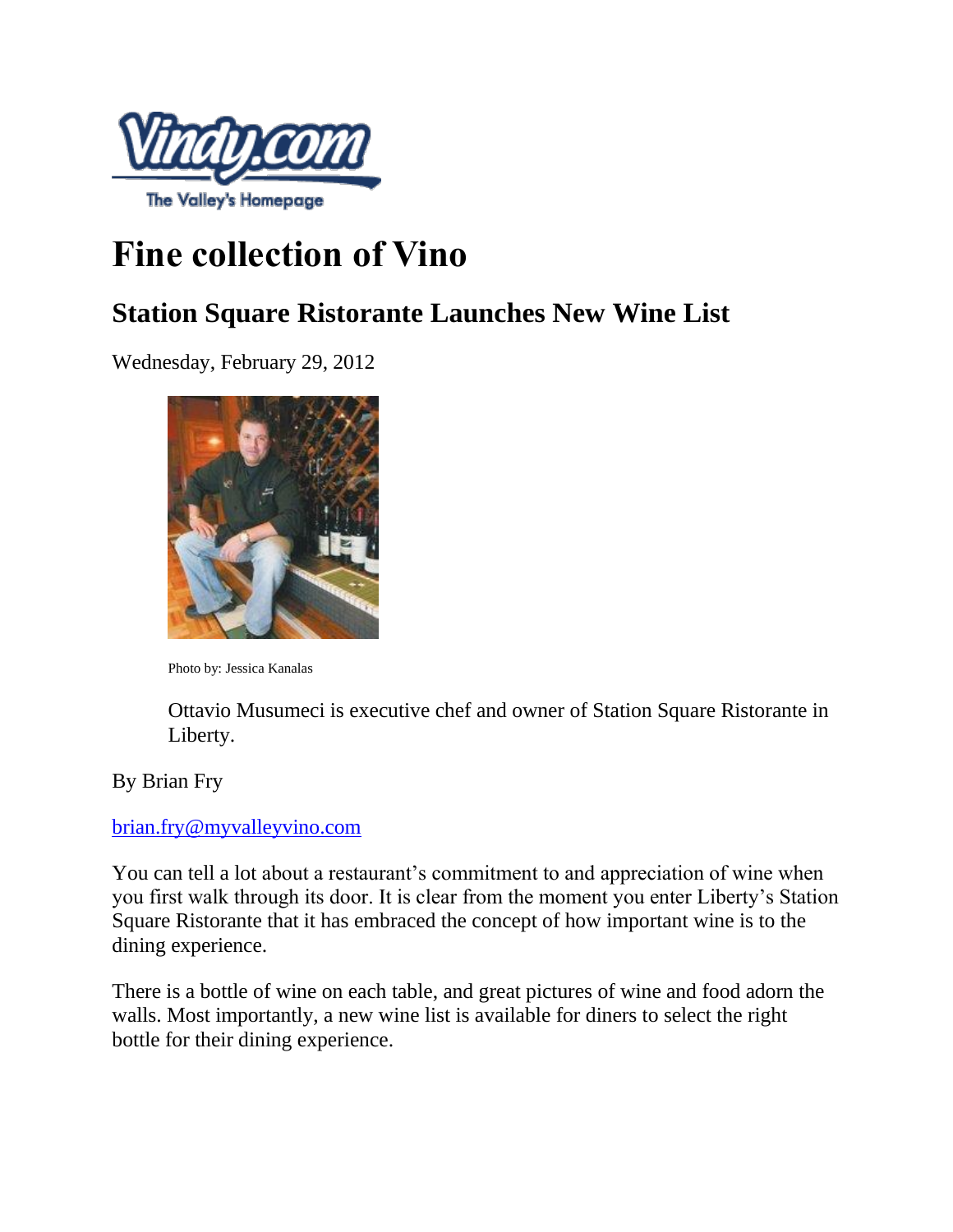Vindy.com

The Valley's Homepage

# Fine collection of Vino

## Station Square Ristorante Launches New Wine List

Wednesday, February 29, 2012

Photo by: Jessica Kanalas

Ottavio Musumeci is executive chef and owner of Station Square Ristorante in Liberty.

By Brian Fry

brian.fry@myvalleyvino.com

You can tell a lot about a restaurant's commitment to and appreciation of wine when you first walk through its door. It is clear from the moment you enter Liberty's Station Square Ristorante that it has embraced the concept of how important wine is to the dining experience.

There is a bottle of wine on each table, and great pictures of wine and food adorn the walls. Most importantly, a new wine list is available for diners to select the right bottle for their dining experience.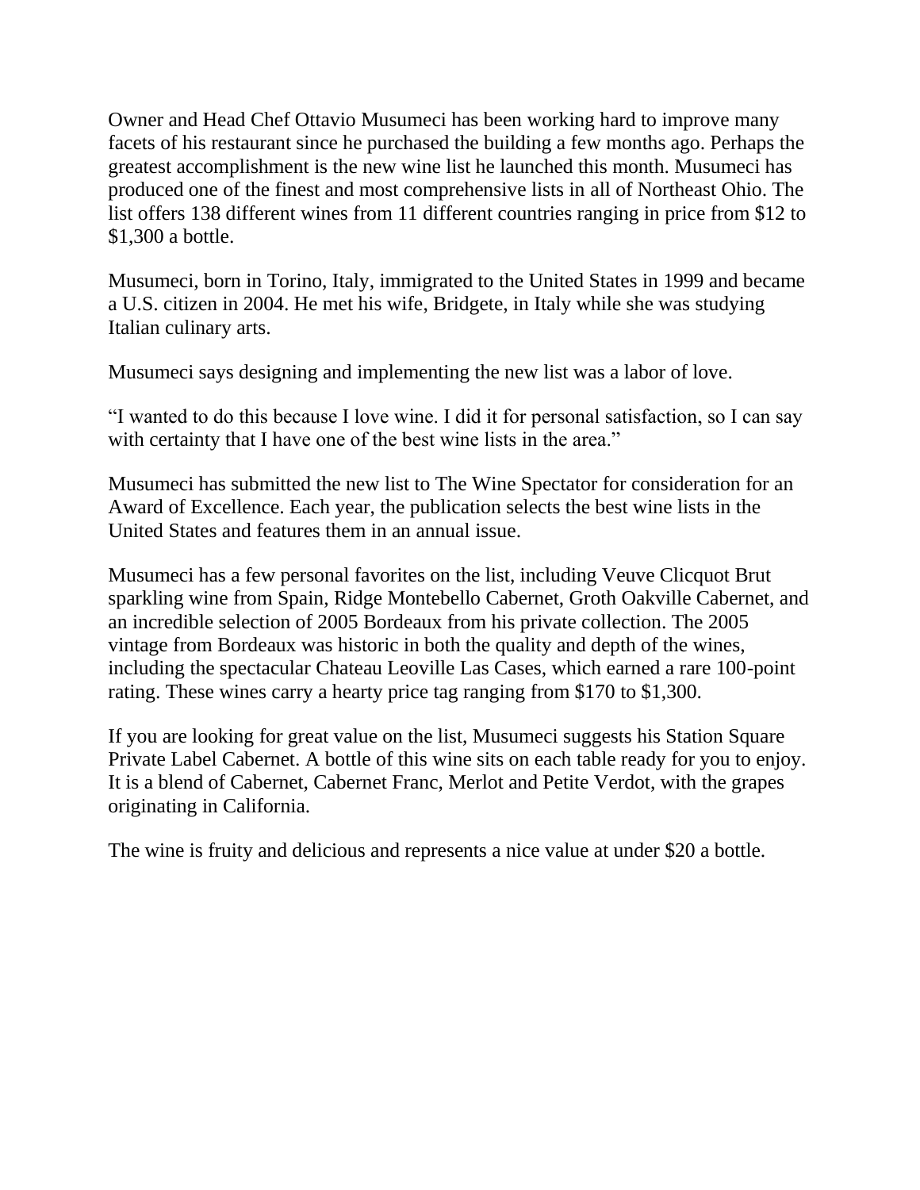Owner and Head Chef Ottavio Musumeci has been working hard to improve many facets of his restaurant since he purchased the building a few months ago. Perhaps the greatest accomplishment is the new wine list he launched this month. Musumeci has produced one of the finest and most comprehensive lists in all of Northeast Ohio. The list offers 138 different wines from 11 different countries ranging in price from $12 to $1,300 a bottle.

Musumeci, born in Torino, Italy, immigrated to the United States in 1999 and became a U.S. citizen in 2004. He met his wife, Bridgete, in Italy while she was studying Italian culinary arts.

Musumeci says designing and implementing the new list was a labor of love.

"I wanted to do this because I love wine. I did it for personal satisfaction, so I can say with certainty that I have one of the best wine lists in the area."

Musumeci has submitted the new list to The Wine Spectator for consideration for an Award of Excellence. Each year, the publication selects the best wine lists in the United States and features them in an annual issue.

Musumeci has a few personal favorites on the list, including Veuve Clicquot Brut sparkling wine from Spain, Ridge Montebello Cabernet, Groth Oakville Cabernet, and an incredible selection of 2005 Bordeaux from his private collection. The 2005 vintage from Bordeaux was historic in both the quality and depth of the wines, including the spectacular Chateau Leoville Las Cases, which earned a rare 100-point rating. These wines carry a hearty price tag ranging from $170 to $1,300.

If you are looking for great value on the list, Musumeci suggests his Station Square Private Label Cabernet. A bottle of this wine sits on each table ready for you to enjoy. It is a blend of Cabernet, Cabernet Franc, Merlot and Petite Verdot, with the grapes originating in California.

The wine is fruity and delicious and represents a nice value at under $20 a bottle.